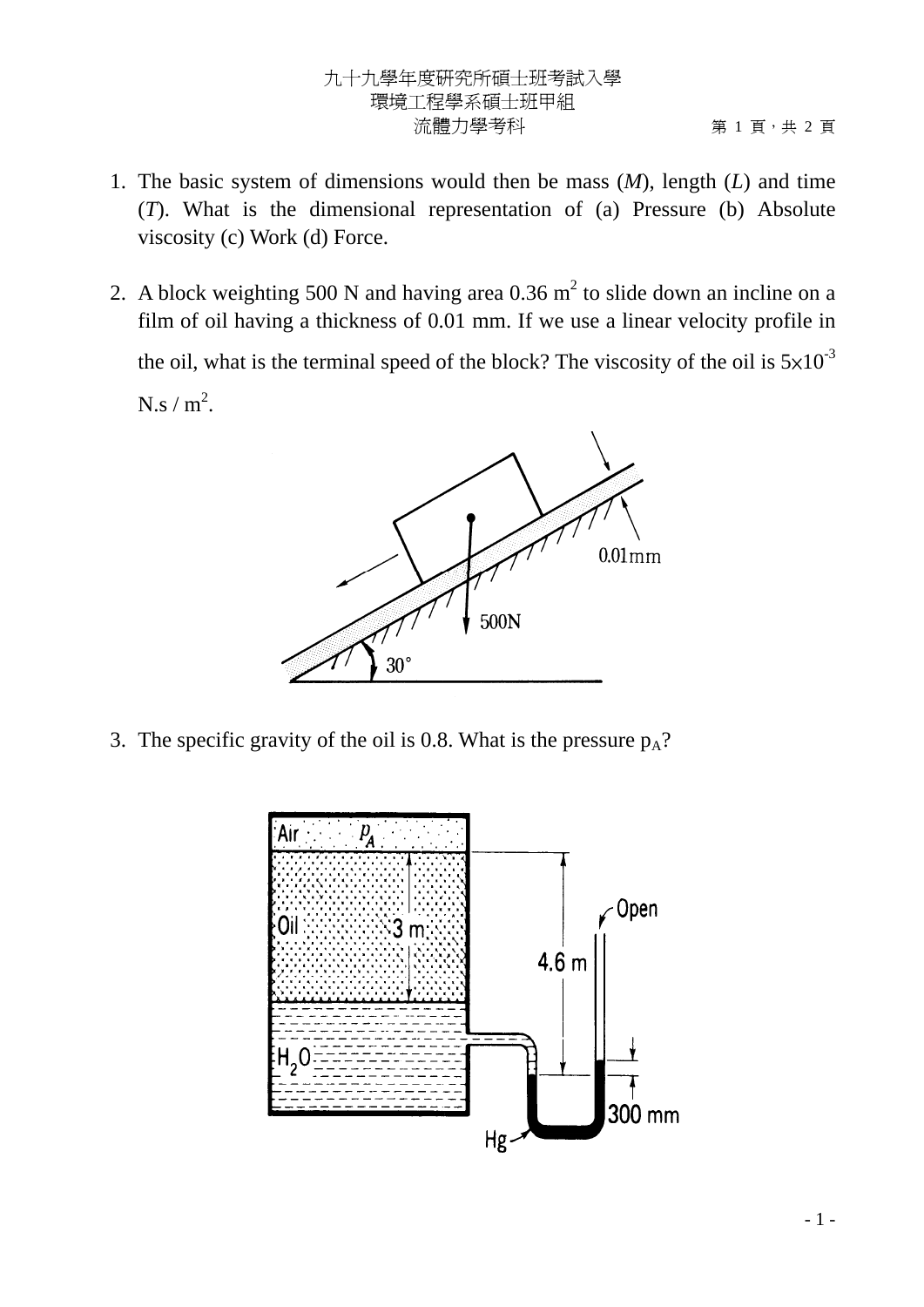九十九學年度研究所碩士班考試入學
環境工程學系碩士班甲組
流體力學考科

1. The basic system of dimensions would then be mass (*M*), length (*L*) and time (*T*). What is the dimensional representation of (a) Pressure (b) Absolute viscosity (c) Work (d) Force.

2. A block weighting 500 N and having area 0.36 $m^2$ to slide down an incline on a film of oil having a thickness of 0.01 mm. If we use a linear velocity profile in the oil, what is the terminal speed of the block? The viscosity of the oil is $5 \times 10^{-3}$ N.s / $m^2$.

3. The specific gravity of the oil is 0.8. What is the pressure $p_A$?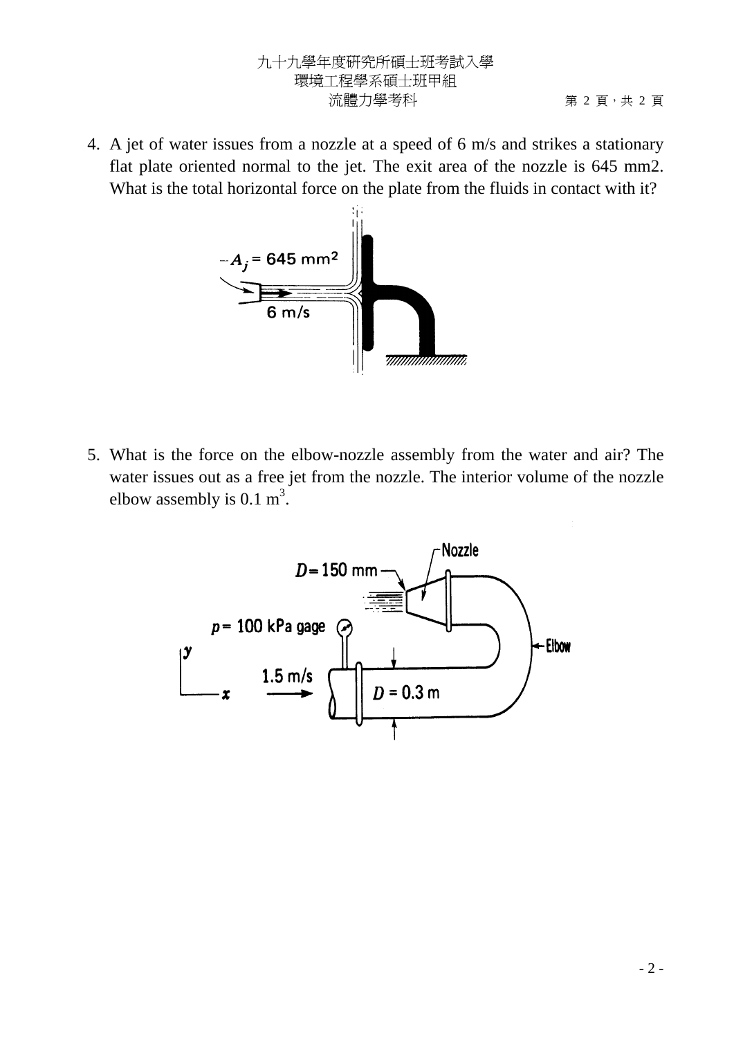4. A jet of water issues from a nozzle at a speed of 6 m/s and strikes a stationary flat plate oriented normal to the jet. The exit area of the nozzle is 645 mm2. What is the total horizontal force on the plate from the fluids in contact with it?

$A_j$ = 645 mm²

6 m/s

5. What is the force on the elbow-nozzle assembly from the water and air? The water issues out as a free jet from the nozzle. The interior volume of the nozzle elbow assembly is 0.1 $m^3$.

$D$ = 150 mm

Nozzle

$p$ = 100 kPa gage

Elbow

$y$

$x$

1.5 m/s

$D$ = 0.3 m